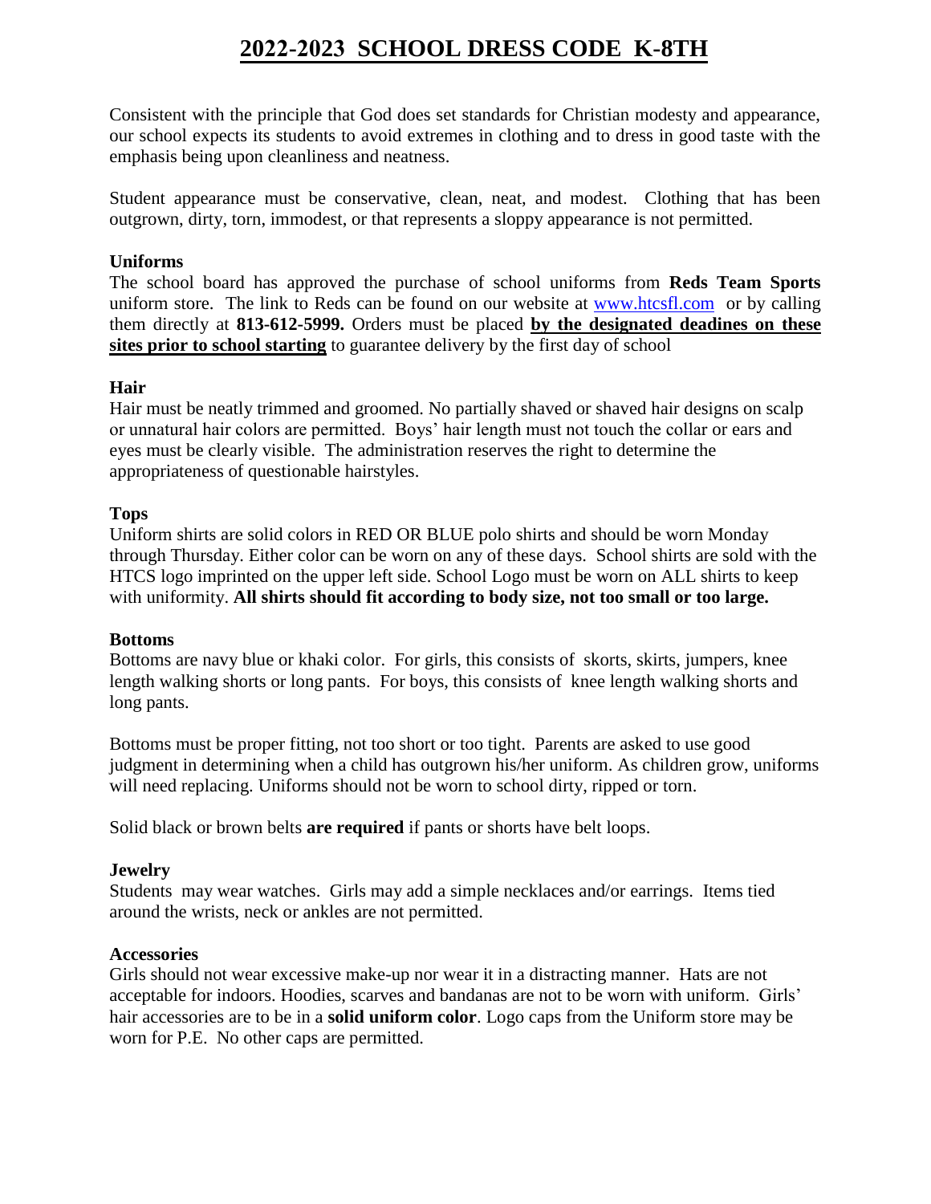# 2022-2023 SCHOOL DRESS CODE K-8TH

Consistent with the principle that God does set standards for Christian modesty and appearance, our school expects its students to avoid extremes in clothing and to dress in good taste with the emphasis being upon cleanliness and neatness.

Student appearance must be conservative, clean, neat, and modest. Clothing that has been outgrown, dirty, torn, immodest, or that represents a sloppy appearance is not permitted.

**Uniforms**

The school board has approved the purchase of school uniforms from **Reds Team Sports** uniform store. The link to Reds can be found on our website at www.htcsfl.com or by calling them directly at **813-612-5999.** Orders must be placed **by the designated deadines on these sites prior to school starting** to guarantee delivery by the first day of school

**Hair**

Hair must be neatly trimmed and groomed. No partially shaved or shaved hair designs on scalp or unnatural hair colors are permitted. Boys' hair length must not touch the collar or ears and eyes must be clearly visible. The administration reserves the right to determine the appropriateness of questionable hairstyles.

**Tops**

Uniform shirts are solid colors in RED OR BLUE polo shirts and should be worn Monday through Thursday. Either color can be worn on any of these days. School shirts are sold with the HTCS logo imprinted on the upper left side. School Logo must be worn on ALL shirts to keep with uniformity. **All shirts should fit according to body size, not too small or too large.**

**Bottoms**

Bottoms are navy blue or khaki color. For girls, this consists of skorts, skirts, jumpers, knee length walking shorts or long pants. For boys, this consists of knee length walking shorts and long pants.

Bottoms must be proper fitting, not too short or too tight. Parents are asked to use good judgment in determining when a child has outgrown his/her uniform. As children grow, uniforms will need replacing. Uniforms should not be worn to school dirty, ripped or torn.

Solid black or brown belts **are required** if pants or shorts have belt loops.

**Jewelry**

Students may wear watches. Girls may add a simple necklaces and/or earrings. Items tied around the wrists, neck or ankles are not permitted.

**Accessories**

Girls should not wear excessive make-up nor wear it in a distracting manner. Hats are not acceptable for indoors. Hoodies, scarves and bandanas are not to be worn with uniform. Girls' hair accessories are to be in a **solid uniform color**. Logo caps from the Uniform store may be worn for P.E. No other caps are permitted.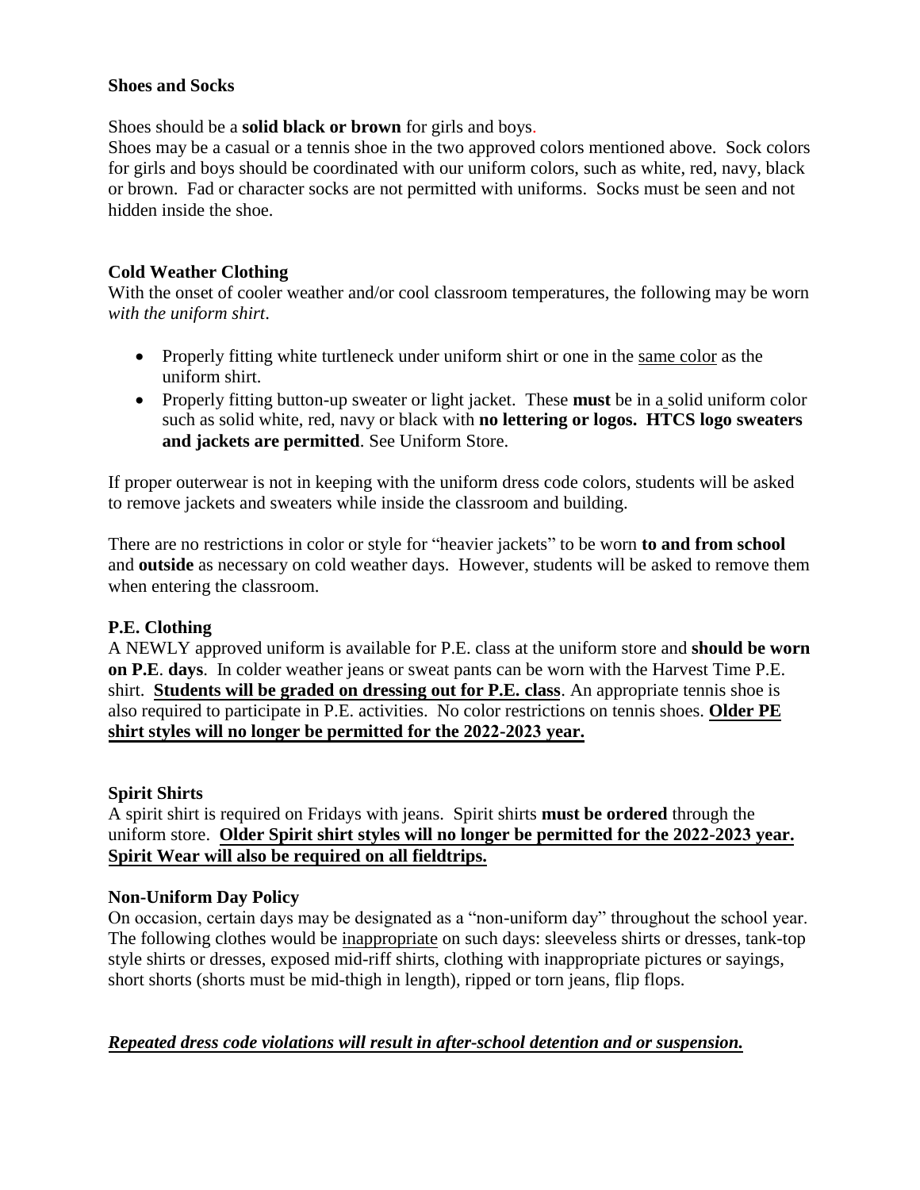**Shoes and Socks**

Shoes should be a **solid black or brown** for girls and boys.

Shoes may be a casual or a tennis shoe in the two approved colors mentioned above. Sock colors for girls and boys should be coordinated with our uniform colors, such as white, red, navy, black or brown. Fad or character socks are not permitted with uniforms. Socks must be seen and not hidden inside the shoe.

**Cold Weather Clothing**

With the onset of cooler weather and/or cool classroom temperatures, the following may be worn *with the uniform shirt*.

- Properly fitting white turtleneck under uniform shirt or one in the same color as the uniform shirt.
- Properly fitting button-up sweater or light jacket. These **must** be in a solid uniform color such as solid white, red, navy or black with **no lettering or logos. HTCS logo sweaters and jackets are permitted**. See Uniform Store.

If proper outerwear is not in keeping with the uniform dress code colors, students will be asked to remove jackets and sweaters while inside the classroom and building.

There are no restrictions in color or style for "heavier jackets" to be worn **to and from school** and **outside** as necessary on cold weather days. However, students will be asked to remove them when entering the classroom.

**P.E. Clothing**

A NEWLY approved uniform is available for P.E. class at the uniform store and **should be worn on P.E**. **days**. In colder weather jeans or sweat pants can be worn with the Harvest Time P.E. shirt. **Students will be graded on dressing out for P.E. class**. An appropriate tennis shoe is also required to participate in P.E. activities. No color restrictions on tennis shoes. **Older PE shirt styles will no longer be permitted for the 2022-2023 year.**

**Spirit Shirts**

A spirit shirt is required on Fridays with jeans. Spirit shirts **must be ordered** through the uniform store. **Older Spirit shirt styles will no longer be permitted for the 2022-2023 year. Spirit Wear will also be required on all fieldtrips.**

**Non-Uniform Day Policy**

On occasion, certain days may be designated as a "non-uniform day" throughout the school year. The following clothes would be inappropriate on such days: sleeveless shirts or dresses, tank-top style shirts or dresses, exposed mid-riff shirts, clothing with inappropriate pictures or sayings, short shorts (shorts must be mid-thigh in length), ripped or torn jeans, flip flops.

***Repeated dress code violations will result in after-school detention and or suspension.***